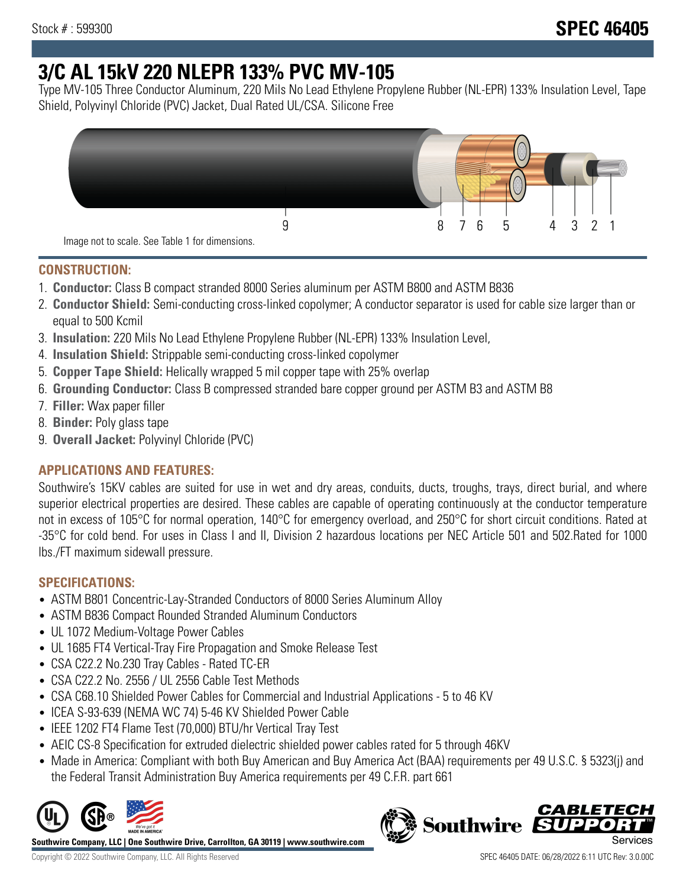Stock # : 599300

# SPEC 46405

# 3/C AL 15kV 220 NLEPR 133% PVC MV-105

Type MV-105 Three Conductor Aluminum, 220 Mils No Lead Ethylene Propylene Rubber (NL-EPR) 133% Insulation Level, Tape Shield, Polyvinyl Chloride (PVC) Jacket, Dual Rated UL/CSA. Silicone Free

9 8 7 6 5 4 3 2 1

Image not to scale. See Table 1 for dimensions.

## CONSTRUCTION:

1. **Conductor:** Class B compact stranded 8000 Series aluminum per ASTM B800 and ASTM B836
2. **Conductor Shield:** Semi-conducting cross-linked copolymer; A conductor separator is used for cable size larger than or equal to 500 Kcmil
3. **Insulation:** 220 Mils No Lead Ethylene Propylene Rubber (NL-EPR) 133% Insulation Level,
4. **Insulation Shield:** Strippable semi-conducting cross-linked copolymer
5. **Copper Tape Shield:** Helically wrapped 5 mil copper tape with 25% overlap
6. **Grounding Conductor:** Class B compressed stranded bare copper ground per ASTM B3 and ASTM B8
7. **Filler:** Wax paper filler
8. **Binder:** Poly glass tape
9. **Overall Jacket:** Polyvinyl Chloride (PVC)

## APPLICATIONS AND FEATURES:

Southwire's 15KV cables are suited for use in wet and dry areas, conduits, ducts, troughs, trays, direct burial, and where superior electrical properties are desired. These cables are capable of operating continuously at the conductor temperature not in excess of 105°C for normal operation, 140°C for emergency overload, and 250°C for short circuit conditions. Rated at -35°C for cold bend. For uses in Class I and II, Division 2 hazardous locations per NEC Article 501 and 502.Rated for 1000 lbs./FT maximum sidewall pressure.

## SPECIFICATIONS:

- ASTM B801 Concentric-Lay-Stranded Conductors of 8000 Series Aluminum Alloy
- ASTM B836 Compact Rounded Stranded Aluminum Conductors
- UL 1072 Medium-Voltage Power Cables
- UL 1685 FT4 Vertical-Tray Fire Propagation and Smoke Release Test
- CSA C22.2 No.230 Tray Cables - Rated TC-ER
- CSA C22.2 No. 2556 / UL 2556 Cable Test Methods
- CSA C68.10 Shielded Power Cables for Commercial and Industrial Applications - 5 to 46 KV
- ICEA S-93-639 (NEMA WC 74) 5-46 KV Shielded Power Cable
- IEEE 1202 FT4 Flame Test (70,000) BTU/hr Vertical Tray Test
- AEIC CS-8 Specification for extruded dielectric shielded power cables rated for 5 through 46KV
- Made in America: Compliant with both Buy American and Buy America Act (BAA) requirements per 49 U.S.C. § 5323(j) and the Federal Transit Administration Buy America requirements per 49 C.F.R. part 661

**Southwire Company, LLC | One Southwire Drive, Carrollton, GA 30119 | www.southwire.com**

Copyright © 2022 Southwire Company, LLC. All Rights Reserved

SPEC 46405 DATE: 06/28/2022 6:11 UTC Rev: 3.0.00C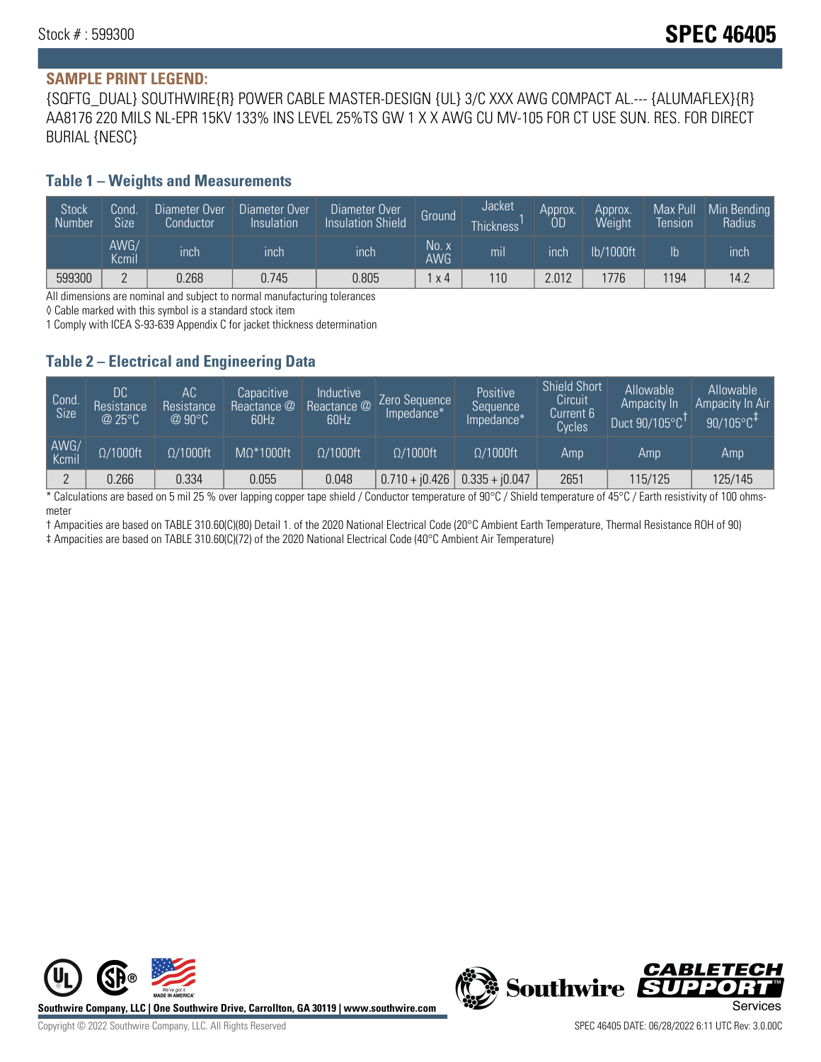Stock # : 599300

# SPEC 46405

**SAMPLE PRINT LEGEND:**

{SQFTG_DUAL} SOUTHWIRE{R} POWER CABLE MASTER-DESIGN {UL} 3/C XXX AWG COMPACT AL.--- {ALUMAFLEX}{R} AA8176 220 MILS NL-EPR 15KV 133% INS LEVEL 25%TS GW 1 X X AWG CU MV-105 FOR CT USE SUN. RES. FOR DIRECT BURIAL {NESC}

## Table 1 – Weights and Measurements

| Stock Number | Cond. Size | Diameter Over Conductor | Diameter Over Insulation | Diameter Over Insulation Shield | Ground | Jacket Thickness[1] | Approx. OD | Approx. Weight | Max Pull Tension | Min Bending Radius |
|---|---|---|---|---|---|---|---|---|---|---|
| | AWG/ Kcmil | inch | inch | inch | No. x AWG | mil | inch | lb/1000ft | lb | inch |
| 599300 | 2 | 0.268 | 0.745 | 0.805 | 1 x 4 | 110 | 2.012 | 1776 | 1194 | 14.2 |

All dimensions are nominal and subject to normal manufacturing tolerances

◊ Cable marked with this symbol is a standard stock item

1 Comply with ICEA S-93-639 Appendix C for jacket thickness determination

## Table 2 – Electrical and Engineering Data

| Cond. Size | DC Resistance @ 25°C | AC Resistance @ 90°C | Capacitive Reactance @ 60Hz | Inductive Reactance @ 60Hz | Zero Sequence Impedance* | Positive Sequence Impedance* | Shield Short Circuit Current 6 Cycles | Allowable Ampacity In Duct 90/105°C† | Allowable Ampacity In Air 90/105°C‡ |
|---|---|---|---|---|---|---|---|---|---|
| AWG/ Kcmil | Ω/1000ft | Ω/1000ft | MΩ*1000ft | Ω/1000ft | Ω/1000ft | Ω/1000ft | Amp | Amp | Amp |
| 2 | 0.266 | 0.334 | 0.055 | 0.048 | 0.710 + j0.426 | 0.335 + j0.047 | 2651 | 115/125 | 125/145 |

* Calculations are based on 5 mil 25 % over lapping copper tape shield / Conductor temperature of 90°C / Shield temperature of 45°C / Earth resistivity of 100 ohms-meter

† Ampacities are based on TABLE 310.60(C)(80) Detail 1. of the 2020 National Electrical Code (20°C Ambient Earth Temperature, Thermal Resistance ROH of 90)

‡ Ampacities are based on TABLE 310.60(C)(72) of the 2020 National Electrical Code (40°C Ambient Air Temperature)

Southwire Company, LLC | One Southwire Drive, Carrollton, GA 30119 | www.southwire.com

Copyright © 2022 Southwire Company, LLC. All Rights Reserved

SPEC 46405 DATE: 06/28/2022 6:11 UTC Rev: 3.0.00C